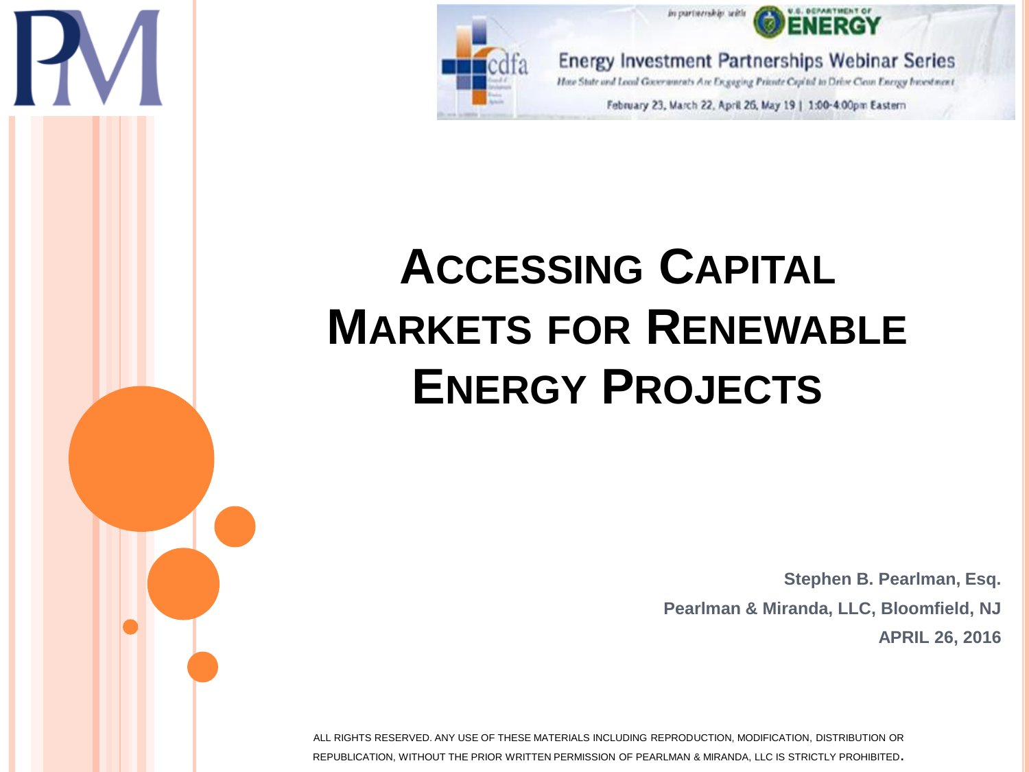in partnership with U.S. DEPARTMENT OF ENERGY

Energy Investment Partnerships Webinar Series

How State and Local Governments Are Engaging Private Capital to Drive Clean Energy Investment

February 23, March 22, April 26, May 19 | 1:00-4:00pm Eastern

# Accessing Capital Markets for Renewable Energy Projects

**Stephen B. Pearlman, Esq.**

**Pearlman & Miranda, LLC, Bloomfield, NJ**

**APRIL 26, 2016**

ALL RIGHTS RESERVED. ANY USE OF THESE MATERIALS INCLUDING REPRODUCTION, MODIFICATION, DISTRIBUTION OR REPUBLICATION, WITHOUT THE PRIOR WRITTEN PERMISSION OF PEARLMAN & MIRANDA, LLC IS STRICTLY PROHIBITED.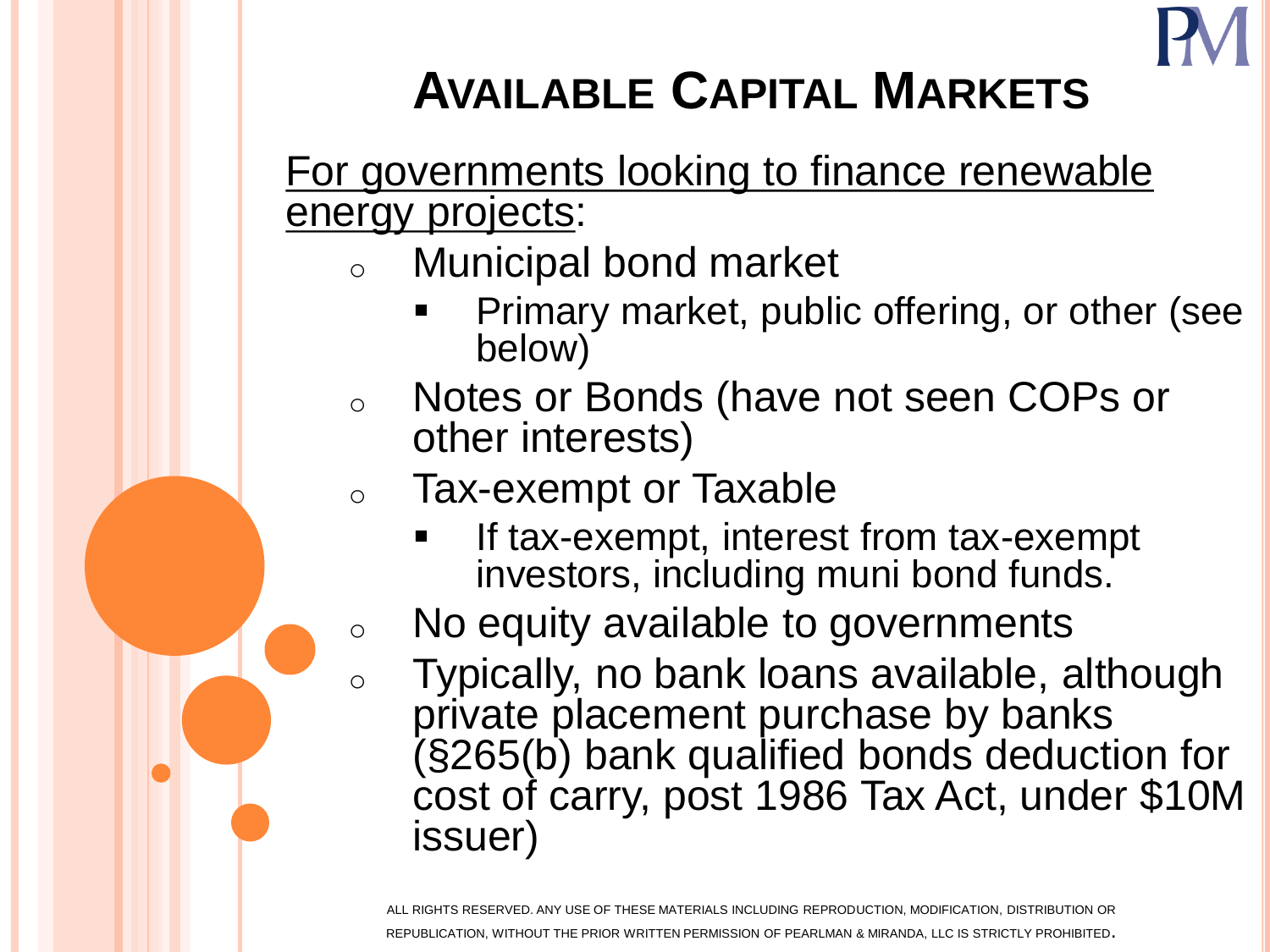# Available Capital Markets

For governments looking to finance renewable energy projects:

- Municipal bond market
  - Primary market, public offering, or other (see below)
- Notes or Bonds (have not seen COPs or other interests)
- Tax-exempt or Taxable
  - If tax-exempt, interest from tax-exempt investors, including muni bond funds.
- No equity available to governments
- Typically, no bank loans available, although private placement purchase by banks (§265(b) bank qualified bonds deduction for cost of carry, post 1986 Tax Act, under $10M issuer)

ALL RIGHTS RESERVED. ANY USE OF THESE MATERIALS INCLUDING REPRODUCTION, MODIFICATION, DISTRIBUTION OR REPUBLICATION, WITHOUT THE PRIOR WRITTEN PERMISSION OF PEARLMAN & MIRANDA, LLC IS STRICTLY PROHIBITED.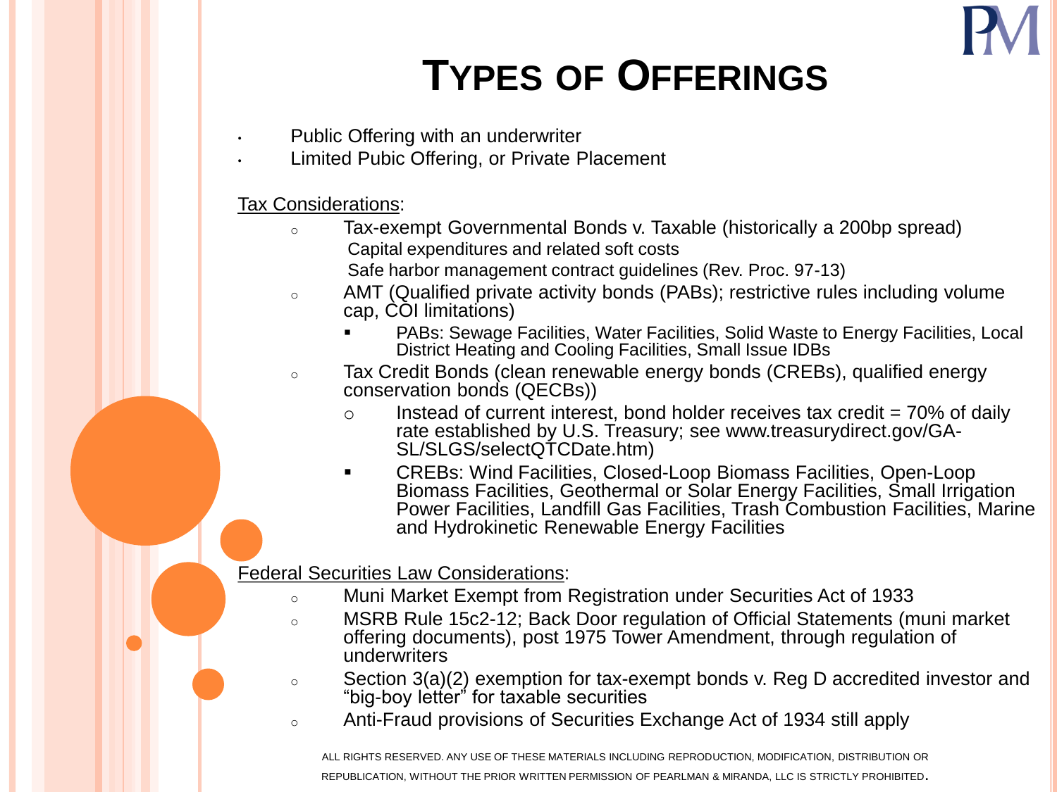# Types of Offerings

- Public Offering with an underwriter
- Limited Pubic Offering, or Private Placement

Tax Considerations:

- Tax-exempt Governmental Bonds v. Taxable (historically a 200bp spread)
  - Capital expenditures and related soft costs
  - Safe harbor management contract guidelines (Rev. Proc. 97-13)
- AMT (Qualified private activity bonds (PABs); restrictive rules including volume cap, COI limitations)
  - PABs: Sewage Facilities, Water Facilities, Solid Waste to Energy Facilities, Local District Heating and Cooling Facilities, Small Issue IDBs
- Tax Credit Bonds (clean renewable energy bonds (CREBs), qualified energy conservation bonds (QECBs))
  - Instead of current interest, bond holder receives tax credit = 70% of daily rate established by U.S. Treasury; see www.treasurydirect.gov/GA-SL/SLGS/selectQTCDate.htm)
  - CREBs: Wind Facilities, Closed-Loop Biomass Facilities, Open-Loop Biomass Facilities, Geothermal or Solar Energy Facilities, Small Irrigation Power Facilities, Landfill Gas Facilities, Trash Combustion Facilities, Marine and Hydrokinetic Renewable Energy Facilities

Federal Securities Law Considerations:

- Muni Market Exempt from Registration under Securities Act of 1933
- MSRB Rule 15c2-12; Back Door regulation of Official Statements (muni market offering documents), post 1975 Tower Amendment, through regulation of underwriters
- Section 3(a)(2) exemption for tax-exempt bonds v. Reg D accredited investor and "big-boy letter" for taxable securities
- Anti-Fraud provisions of Securities Exchange Act of 1934 still apply

ALL RIGHTS RESERVED. ANY USE OF THESE MATERIALS INCLUDING REPRODUCTION, MODIFICATION, DISTRIBUTION OR REPUBLICATION, WITHOUT THE PRIOR WRITTEN PERMISSION OF PEARLMAN & MIRANDA, LLC IS STRICTLY PROHIBITED.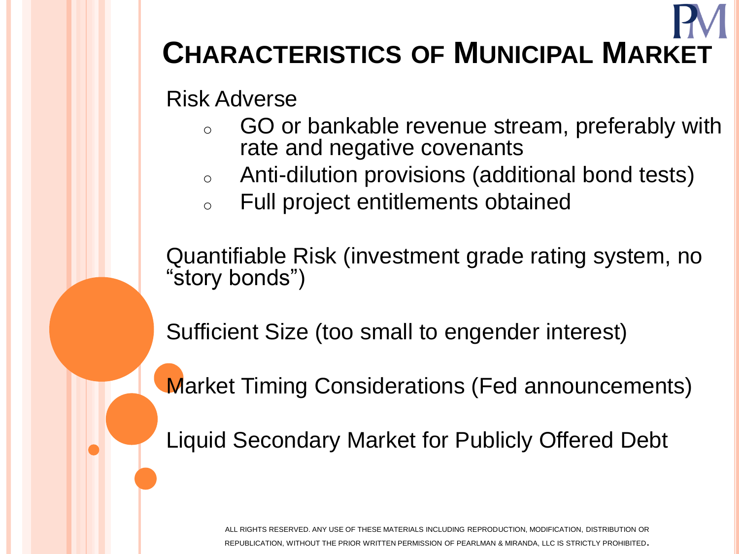# Characteristics of Municipal Market

Risk Adverse

- GO or bankable revenue stream, preferably with rate and negative covenants
- Anti-dilution provisions (additional bond tests)
- Full project entitlements obtained

Quantifiable Risk (investment grade rating system, no "story bonds")

Sufficient Size (too small to engender interest)

Market Timing Considerations (Fed announcements)

Liquid Secondary Market for Publicly Offered Debt

ALL RIGHTS RESERVED. ANY USE OF THESE MATERIALS INCLUDING REPRODUCTION, MODIFICATION, DISTRIBUTION OR REPUBLICATION, WITHOUT THE PRIOR WRITTEN PERMISSION OF PEARLMAN & MIRANDA, LLC IS STRICTLY PROHIBITED.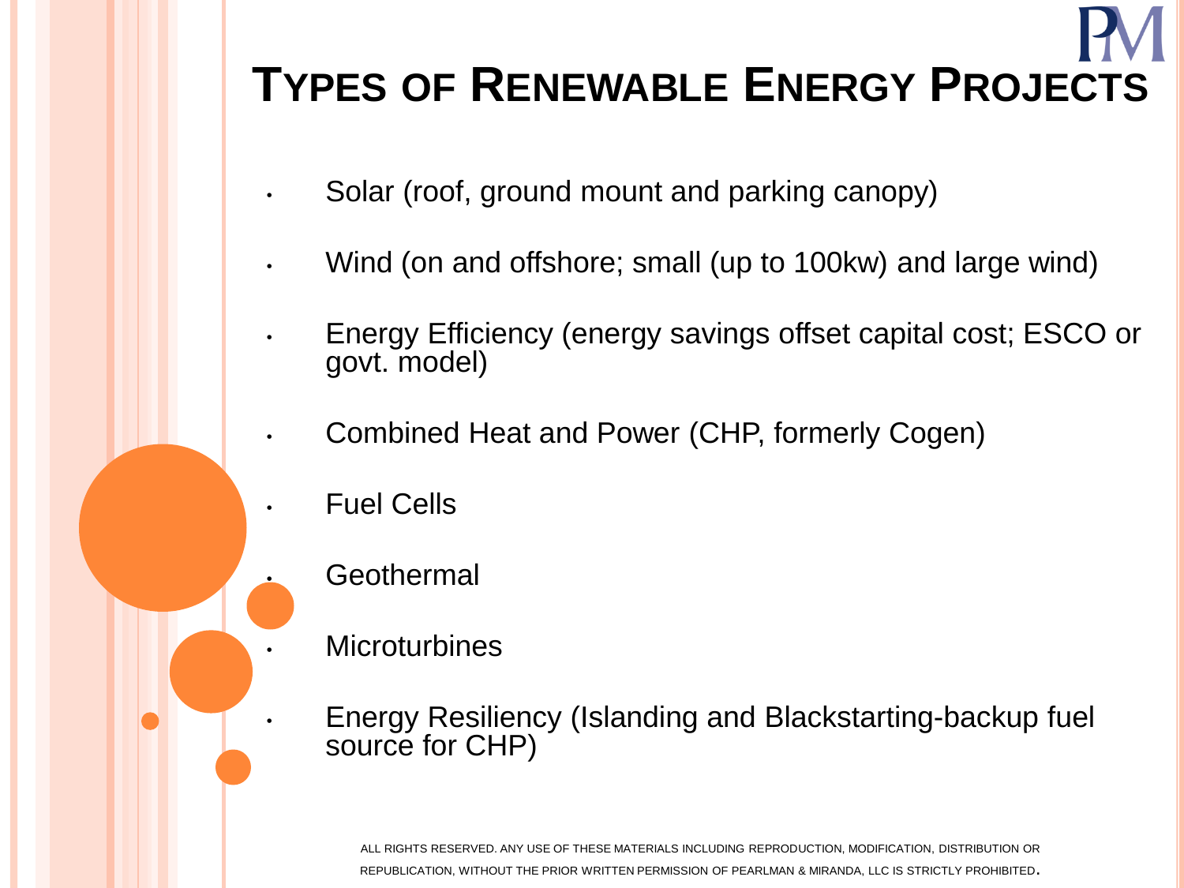# Types of Renewable Energy Projects

- Solar (roof, ground mount and parking canopy)
- Wind (on and offshore; small (up to 100kw) and large wind)
- Energy Efficiency (energy savings offset capital cost; ESCO or govt. model)
- Combined Heat and Power (CHP, formerly Cogen)
- Fuel Cells
- Geothermal
- Microturbines
- Energy Resiliency (Islanding and Blackstarting-backup fuel source for CHP)

ALL RIGHTS RESERVED. ANY USE OF THESE MATERIALS INCLUDING REPRODUCTION, MODIFICATION, DISTRIBUTION OR REPUBLICATION, WITHOUT THE PRIOR WRITTEN PERMISSION OF PEARLMAN & MIRANDA, LLC IS STRICTLY PROHIBITED.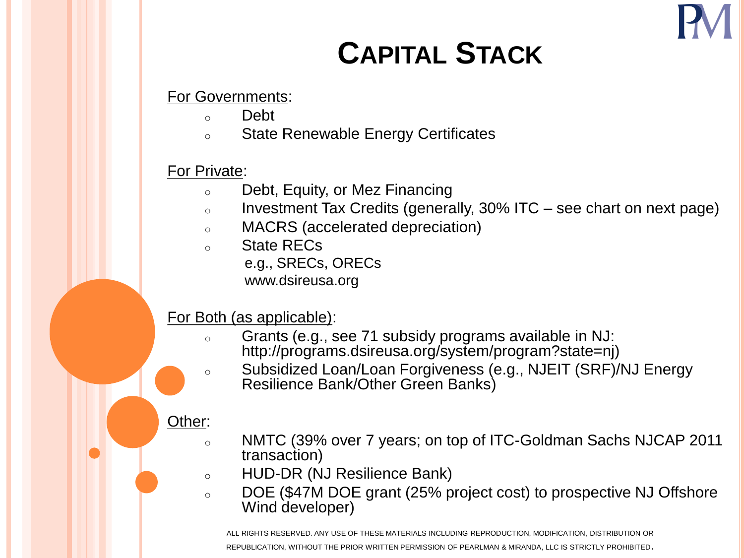# CAPITAL STACK

For Governments:

- Debt
- State Renewable Energy Certificates

For Private:

- Debt, Equity, or Mez Financing
- Investment Tax Credits (generally, 30% ITC – see chart on next page)
- MACRS (accelerated depreciation)
- State RECs
  e.g., SRECs, ORECs
  www.dsireusa.org

For Both (as applicable):

- Grants (e.g., see 71 subsidy programs available in NJ: http://programs.dsireusa.org/system/program?state=nj)
- Subsidized Loan/Loan Forgiveness (e.g., NJEIT (SRF)/NJ Energy Resilience Bank/Other Green Banks)

Other:

- NMTC (39% over 7 years; on top of ITC-Goldman Sachs NJCAP 2011 transaction)
- HUD-DR (NJ Resilience Bank)
- DOE ($47M DOE grant (25% project cost) to prospective NJ Offshore Wind developer)

ALL RIGHTS RESERVED. ANY USE OF THESE MATERIALS INCLUDING REPRODUCTION, MODIFICATION, DISTRIBUTION OR REPUBLICATION, WITHOUT THE PRIOR WRITTEN PERMISSION OF PEARLMAN & MIRANDA, LLC IS STRICTLY PROHIBITED.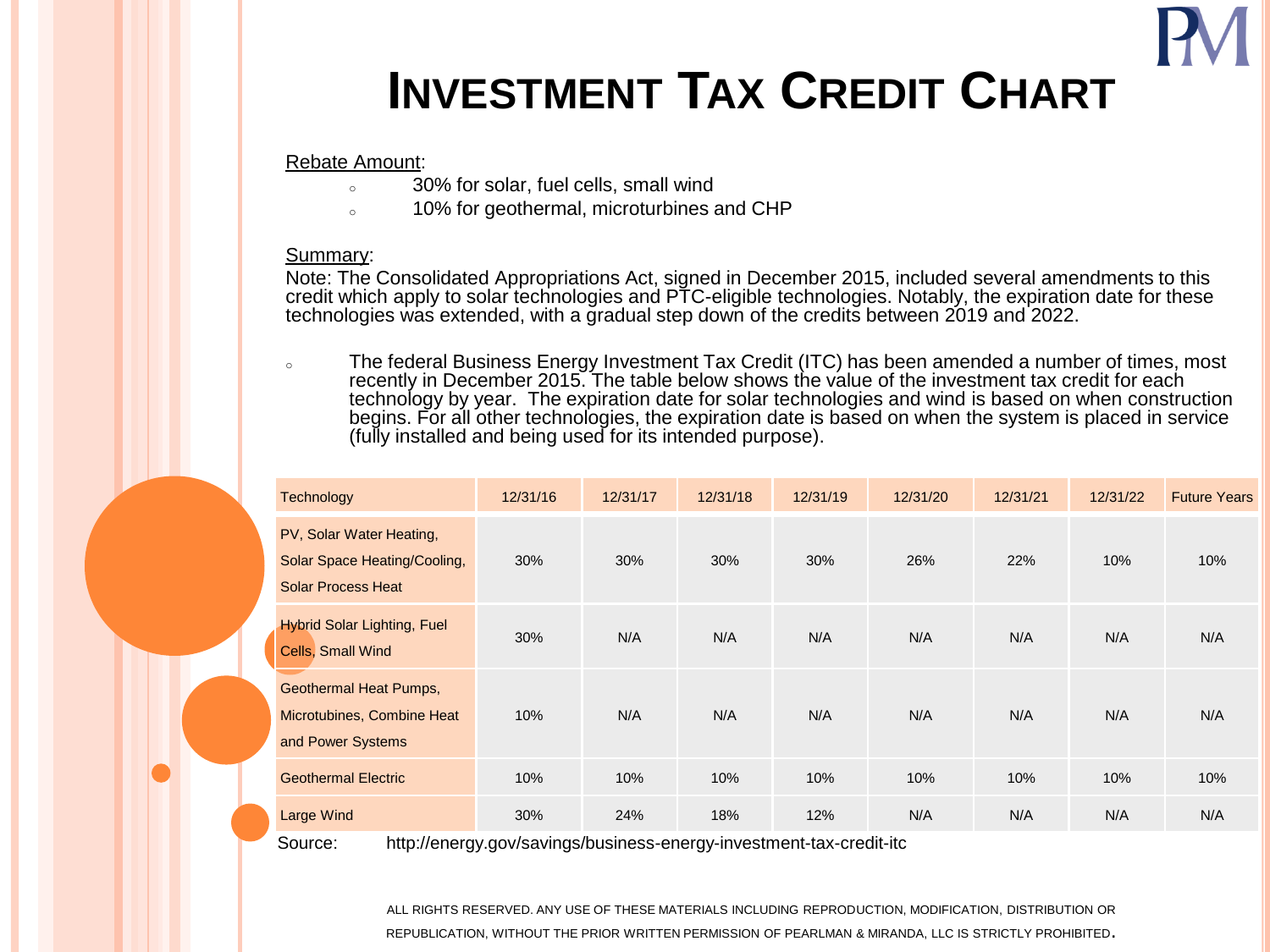# Investment Tax Credit Chart

Rebate Amount:

- 30% for solar, fuel cells, small wind
- 10% for geothermal, microturbines and CHP

Summary:

Note: The Consolidated Appropriations Act, signed in December 2015, included several amendments to this credit which apply to solar technologies and PTC-eligible technologies. Notably, the expiration date for these technologies was extended, with a gradual step down of the credits between 2019 and 2022.

- The federal Business Energy Investment Tax Credit (ITC) has been amended a number of times, most recently in December 2015. The table below shows the value of the investment tax credit for each technology by year. The expiration date for solar technologies and wind is based on when construction begins. For all other technologies, the expiration date is based on when the system is placed in service (fully installed and being used for its intended purpose).

| Technology | 12/31/16 | 12/31/17 | 12/31/18 | 12/31/19 | 12/31/20 | 12/31/21 | 12/31/22 | Future Years |
|---|---|---|---|---|---|---|---|---|
| PV, Solar Water Heating, Solar Space Heating/Cooling, Solar Process Heat | 30% | 30% | 30% | 30% | 26% | 22% | 10% | 10% |
| Hybrid Solar Lighting, Fuel Cells, Small Wind | 30% | N/A | N/A | N/A | N/A | N/A | N/A | N/A |
| Geothermal Heat Pumps, Microtubines, Combine Heat and Power Systems | 10% | N/A | N/A | N/A | N/A | N/A | N/A | N/A |
| Geothermal Electric | 10% | 10% | 10% | 10% | 10% | 10% | 10% | 10% |
| Large Wind | 30% | 24% | 18% | 12% | N/A | N/A | N/A | N/A |

Source: http://energy.gov/savings/business-energy-investment-tax-credit-itc

ALL RIGHTS RESERVED. ANY USE OF THESE MATERIALS INCLUDING REPRODUCTION, MODIFICATION, DISTRIBUTION OR REPUBLICATION, WITHOUT THE PRIOR WRITTEN PERMISSION OF PEARLMAN & MIRANDA, LLC IS STRICTLY PROHIBITED.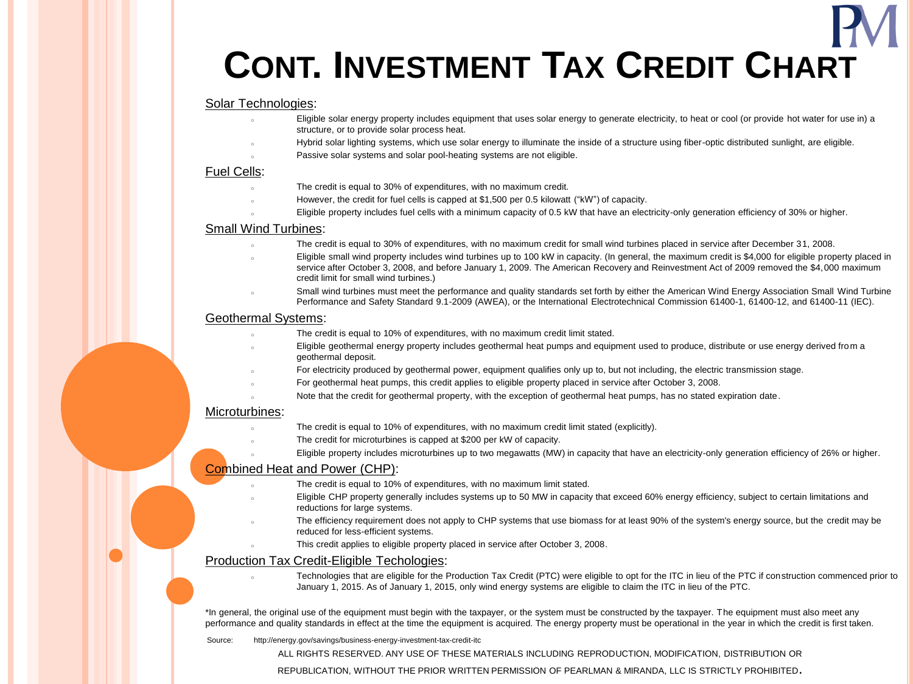# Cont. Investment Tax Credit Chart

## Solar Technologies:

- Eligible solar energy property includes equipment that uses solar energy to generate electricity, to heat or cool (or provide hot water for use in) a structure, or to provide solar process heat.
- Hybrid solar lighting systems, which use solar energy to illuminate the inside of a structure using fiber-optic distributed sunlight, are eligible.
- Passive solar systems and solar pool-heating systems are not eligible.

## Fuel Cells:

- The credit is equal to 30% of expenditures, with no maximum credit.
- However, the credit for fuel cells is capped at $1,500 per 0.5 kilowatt ("kW") of capacity.
- Eligible property includes fuel cells with a minimum capacity of 0.5 kW that have an electricity-only generation efficiency of 30% or higher.

## Small Wind Turbines:

- The credit is equal to 30% of expenditures, with no maximum credit for small wind turbines placed in service after December 31, 2008.
- Eligible small wind property includes wind turbines up to 100 kW in capacity. (In general, the maximum credit is $4,000 for eligible property placed in service after October 3, 2008, and before January 1, 2009. The American Recovery and Reinvestment Act of 2009 removed the $4,000 maximum credit limit for small wind turbines.)
- Small wind turbines must meet the performance and quality standards set forth by either the American Wind Energy Association Small Wind Turbine Performance and Safety Standard 9.1-2009 (AWEA), or the International Electrotechnical Commission 61400-1, 61400-12, and 61400-11 (IEC).

## Geothermal Systems:

- The credit is equal to 10% of expenditures, with no maximum credit limit stated.
- Eligible geothermal energy property includes geothermal heat pumps and equipment used to produce, distribute or use energy derived from a geothermal deposit.
- For electricity produced by geothermal power, equipment qualifies only up to, but not including, the electric transmission stage.
- For geothermal heat pumps, this credit applies to eligible property placed in service after October 3, 2008.
- Note that the credit for geothermal property, with the exception of geothermal heat pumps, has no stated expiration date.

## Microturbines:

- The credit is equal to 10% of expenditures, with no maximum credit limit stated (explicitly).
- The credit for microturbines is capped at $200 per kW of capacity.
- Eligible property includes microturbines up to two megawatts (MW) in capacity that have an electricity-only generation efficiency of 26% or higher.

## Combined Heat and Power (CHP):

- The credit is equal to 10% of expenditures, with no maximum limit stated.
- Eligible CHP property generally includes systems up to 50 MW in capacity that exceed 60% energy efficiency, subject to certain limitations and reductions for large systems.
- The efficiency requirement does not apply to CHP systems that use biomass for at least 90% of the system's energy source, but the credit may be reduced for less-efficient systems.
- This credit applies to eligible property placed in service after October 3, 2008.

## Production Tax Credit-Eligible Techologies:

- Technologies that are eligible for the Production Tax Credit (PTC) were eligible to opt for the ITC in lieu of the PTC if construction commenced prior to January 1, 2015. As of January 1, 2015, only wind energy systems are eligible to claim the ITC in lieu of the PTC.

*In general, the original use of the equipment must begin with the taxpayer, or the system must be constructed by the taxpayer. The equipment must also meet any performance and quality standards in effect at the time the equipment is acquired. The energy property must be operational in the year in which the credit is first taken.

Source: http://energy.gov/savings/business-energy-investment-tax-credit-itc

ALL RIGHTS RESERVED. ANY USE OF THESE MATERIALS INCLUDING REPRODUCTION, MODIFICATION, DISTRIBUTION OR REPUBLICATION, WITHOUT THE PRIOR WRITTEN PERMISSION OF PEARLMAN & MIRANDA, LLC IS STRICTLY PROHIBITED.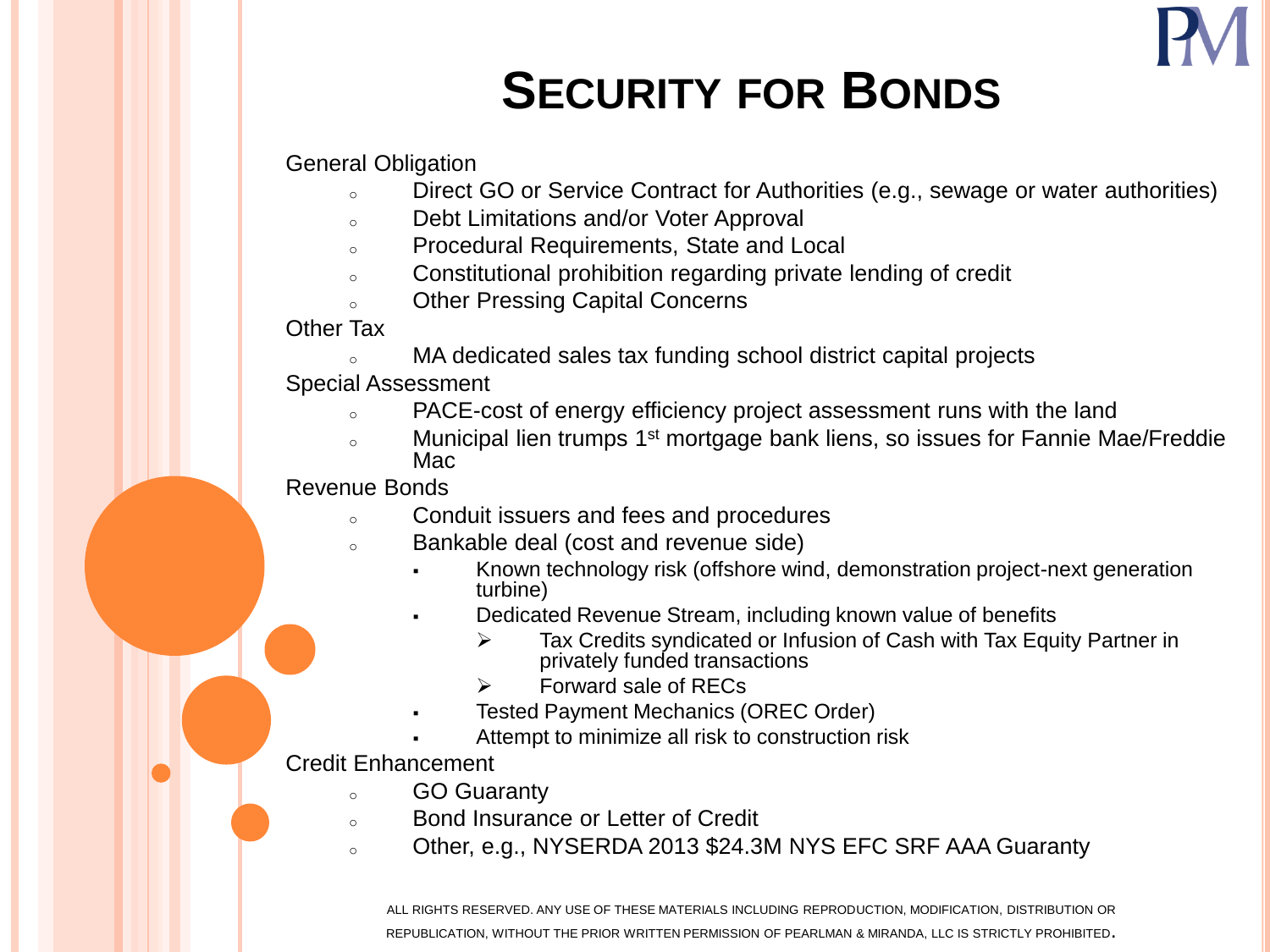# Security for Bonds

General Obligation

- Direct GO or Service Contract for Authorities (e.g., sewage or water authorities)
- Debt Limitations and/or Voter Approval
- Procedural Requirements, State and Local
- Constitutional prohibition regarding private lending of credit
- Other Pressing Capital Concerns

Other Tax

- MA dedicated sales tax funding school district capital projects

Special Assessment

- PACE-cost of energy efficiency project assessment runs with the land
- Municipal lien trumps 1st mortgage bank liens, so issues for Fannie Mae/Freddie Mac

Revenue Bonds

- Conduit issuers and fees and procedures
- Bankable deal (cost and revenue side)
  - Known technology risk (offshore wind, demonstration project-next generation turbine)
  - Dedicated Revenue Stream, including known value of benefits
    - Tax Credits syndicated or Infusion of Cash with Tax Equity Partner in privately funded transactions
    - Forward sale of RECs
  - Tested Payment Mechanics (OREC Order)
  - Attempt to minimize all risk to construction risk

Credit Enhancement

- GO Guaranty
- Bond Insurance or Letter of Credit
- Other, e.g., NYSERDA 2013 $24.3M NYS EFC SRF AAA Guaranty

ALL RIGHTS RESERVED. ANY USE OF THESE MATERIALS INCLUDING REPRODUCTION, MODIFICATION, DISTRIBUTION OR REPUBLICATION, WITHOUT THE PRIOR WRITTEN PERMISSION OF PEARLMAN & MIRANDA, LLC IS STRICTLY PROHIBITED.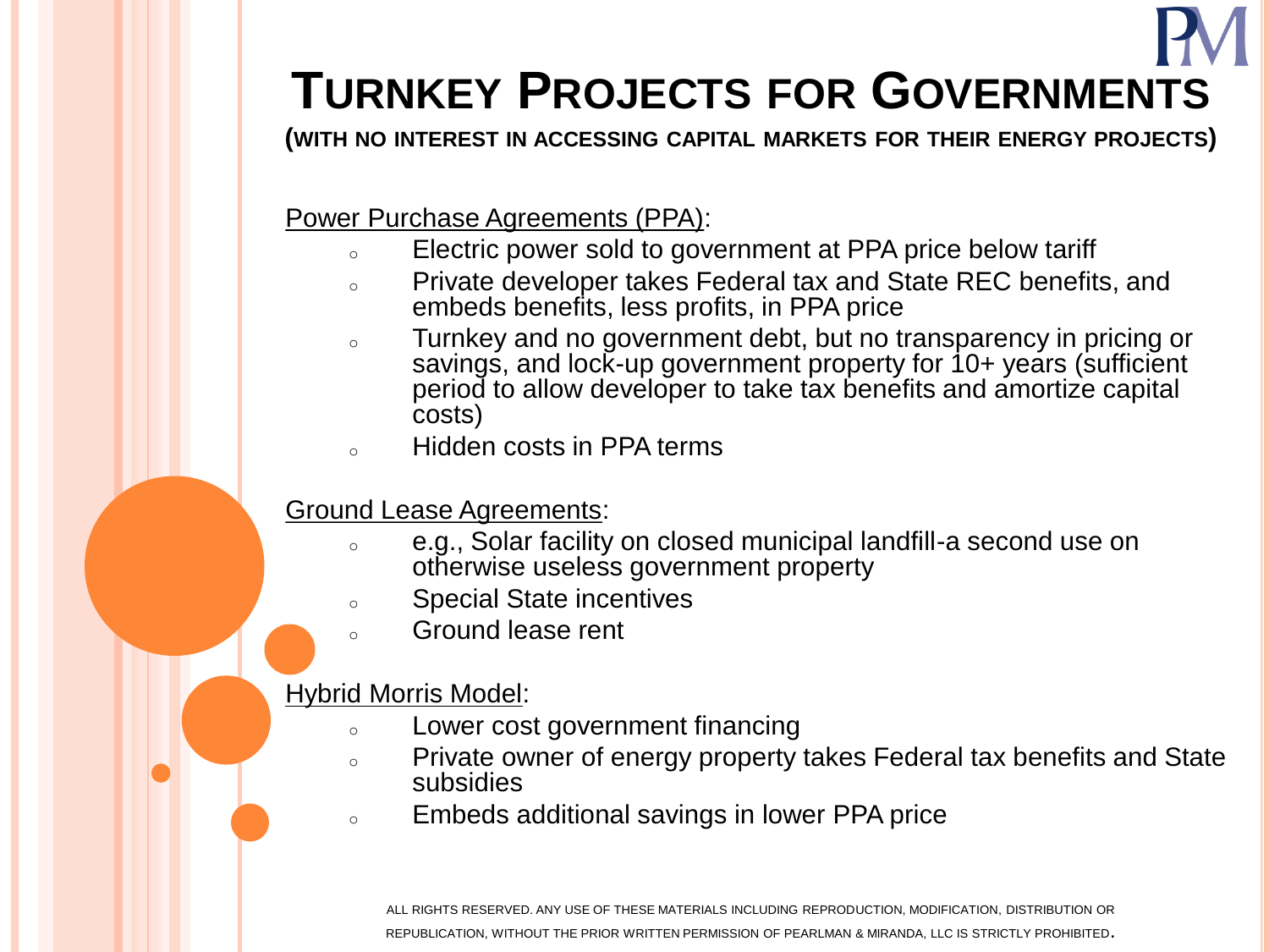# Turnkey Projects for Governments

**(with no interest in accessing capital markets for their energy projects)**

Power Purchase Agreements (PPA):

- Electric power sold to government at PPA price below tariff
- Private developer takes Federal tax and State REC benefits, and embeds benefits, less profits, in PPA price
- Turnkey and no government debt, but no transparency in pricing or savings, and lock-up government property for 10+ years (sufficient period to allow developer to take tax benefits and amortize capital costs)
- Hidden costs in PPA terms

Ground Lease Agreements:

- e.g., Solar facility on closed municipal landfill-a second use on otherwise useless government property
- Special State incentives
- Ground lease rent

Hybrid Morris Model:

- Lower cost government financing
- Private owner of energy property takes Federal tax benefits and State subsidies
- Embeds additional savings in lower PPA price

ALL RIGHTS RESERVED. ANY USE OF THESE MATERIALS INCLUDING REPRODUCTION, MODIFICATION, DISTRIBUTION OR REPUBLICATION, WITHOUT THE PRIOR WRITTEN PERMISSION OF PEARLMAN & MIRANDA, LLC IS STRICTLY PROHIBITED.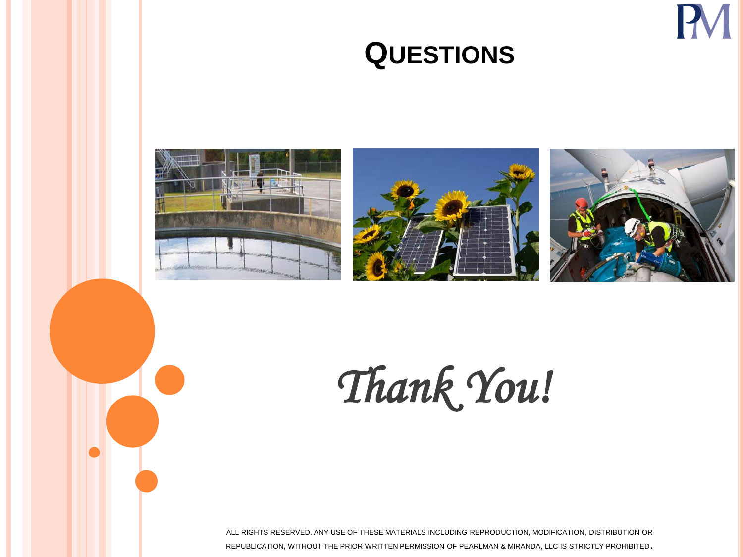# Questions

*Thank You!*

ALL RIGHTS RESERVED. ANY USE OF THESE MATERIALS INCLUDING REPRODUCTION, MODIFICATION, DISTRIBUTION OR REPUBLICATION, WITHOUT THE PRIOR WRITTEN PERMISSION OF PEARLMAN & MIRANDA, LLC IS STRICTLY PROHIBITED.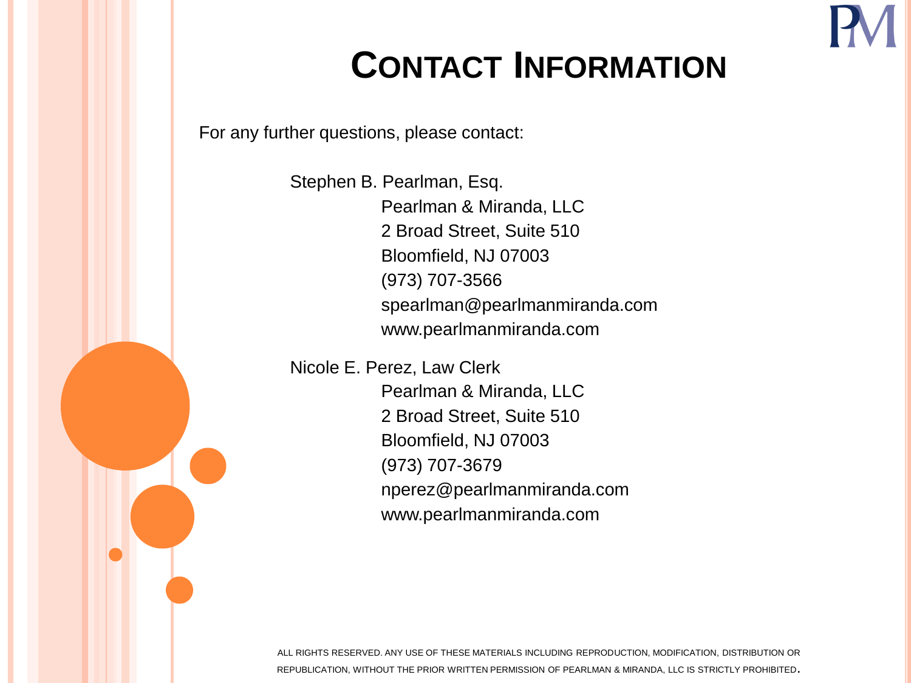# Contact Information

For any further questions, please contact:

Stephen B. Pearlman, Esq.
Pearlman & Miranda, LLC
2 Broad Street, Suite 510
Bloomfield, NJ 07003
(973) 707-3566
spearlman@pearlmanmiranda.com
www.pearlmanmiranda.com

Nicole E. Perez, Law Clerk
Pearlman & Miranda, LLC
2 Broad Street, Suite 510
Bloomfield, NJ 07003
(973) 707-3679
nperez@pearlmanmiranda.com
www.pearlmanmiranda.com

ALL RIGHTS RESERVED. ANY USE OF THESE MATERIALS INCLUDING REPRODUCTION, MODIFICATION, DISTRIBUTION OR REPUBLICATION, WITHOUT THE PRIOR WRITTEN PERMISSION OF PEARLMAN & MIRANDA, LLC IS STRICTLY PROHIBITED.